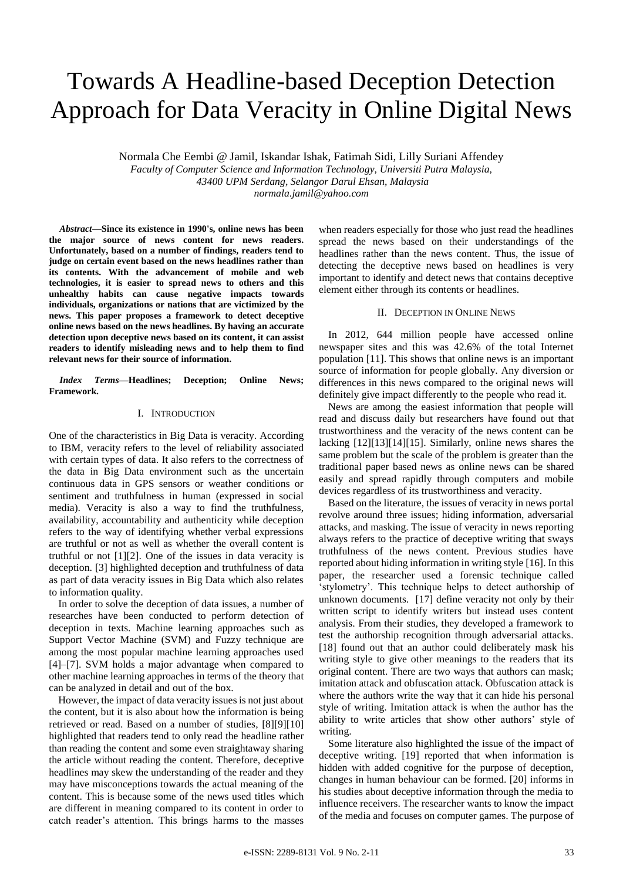# Towards A Headline-based Deception Detection Approach for Data Veracity in Online Digital News

Normala Che Eembi @ Jamil, Iskandar Ishak, Fatimah Sidi, Lilly Suriani Affendey

*Faculty of Computer Science and Information Technology, Universiti Putra Malaysia, 43400 UPM Serdang, Selangor Darul Ehsan, Malaysia*

*normala.jamil@yahoo.com*

***Abstract*—Since its existence in 1990's, online news has been the major source of news content for news readers. Unfortunately, based on a number of findings, readers tend to judge on certain event based on the news headlines rather than its contents. With the advancement of mobile and web technologies, it is easier to spread news to others and this unhealthy habits can cause negative impacts towards individuals, organizations or nations that are victimized by the news. This paper proposes a framework to detect deceptive online news based on the news headlines. By having an accurate detection upon deceptive news based on its content, it can assist readers to identify misleading news and to help them to find relevant news for their source of information.**

***Index Terms*—Headlines; Deception; Online News; Framework.**

## I. INTRODUCTION

One of the characteristics in Big Data is veracity. According to IBM, veracity refers to the level of reliability associated with certain types of data. It also refers to the correctness of the data in Big Data environment such as the uncertain continuous data in GPS sensors or weather conditions or sentiment and truthfulness in human (expressed in social media). Veracity is also a way to find the truthfulness, availability, accountability and authenticity while deception refers to the way of identifying whether verbal expressions are truthful or not as well as whether the overall content is truthful or not [1][2]. One of the issues in data veracity is deception. [3] highlighted deception and truthfulness of data as part of data veracity issues in Big Data which also relates to information quality.

In order to solve the deception of data issues, a number of researches have been conducted to perform detection of deception in texts. Machine learning approaches such as Support Vector Machine (SVM) and Fuzzy technique are among the most popular machine learning approaches used [4]–[7]. SVM holds a major advantage when compared to other machine learning approaches in terms of the theory that can be analyzed in detail and out of the box.

However, the impact of data veracity issues is not just about the content, but it is also about how the information is being retrieved or read. Based on a number of studies, [8][9][10] highlighted that readers tend to only read the headline rather than reading the content and some even straightaway sharing the article without reading the content. Therefore, deceptive headlines may skew the understanding of the reader and they may have misconceptions towards the actual meaning of the content. This is because some of the news used titles which are different in meaning compared to its content in order to catch reader's attention. This brings harms to the masses when readers especially for those who just read the headlines spread the news based on their understandings of the headlines rather than the news content. Thus, the issue of detecting the deceptive news based on headlines is very important to identify and detect news that contains deceptive element either through its contents or headlines.

## II. DECEPTION IN ONLINE NEWS

In 2012, 644 million people have accessed online newspaper sites and this was 42.6% of the total Internet population [11]. This shows that online news is an important source of information for people globally. Any diversion or differences in this news compared to the original news will definitely give impact differently to the people who read it.

News are among the easiest information that people will read and discuss daily but researchers have found out that trustworthiness and the veracity of the news content can be lacking [12][13][14][15]. Similarly, online news shares the same problem but the scale of the problem is greater than the traditional paper based news as online news can be shared easily and spread rapidly through computers and mobile devices regardless of its trustworthiness and veracity.

Based on the literature, the issues of veracity in news portal revolve around three issues; hiding information, adversarial attacks, and masking. The issue of veracity in news reporting always refers to the practice of deceptive writing that sways truthfulness of the news content. Previous studies have reported about hiding information in writing style [16]. In this paper, the researcher used a forensic technique called 'stylometry'. This technique helps to detect authorship of unknown documents. [17] define veracity not only by their written script to identify writers but instead uses content analysis. From their studies, they developed a framework to test the authorship recognition through adversarial attacks. [18] found out that an author could deliberately mask his writing style to give other meanings to the readers that its original content. There are two ways that authors can mask; imitation attack and obfuscation attack. Obfuscation attack is where the authors write the way that it can hide his personal style of writing. Imitation attack is when the author has the ability to write articles that show other authors' style of writing.

Some literature also highlighted the issue of the impact of deceptive writing. [19] reported that when information is hidden with added cognitive for the purpose of deception, changes in human behaviour can be formed. [20] informs in his studies about deceptive information through the media to influence receivers. The researcher wants to know the impact of the media and focuses on computer games. The purpose of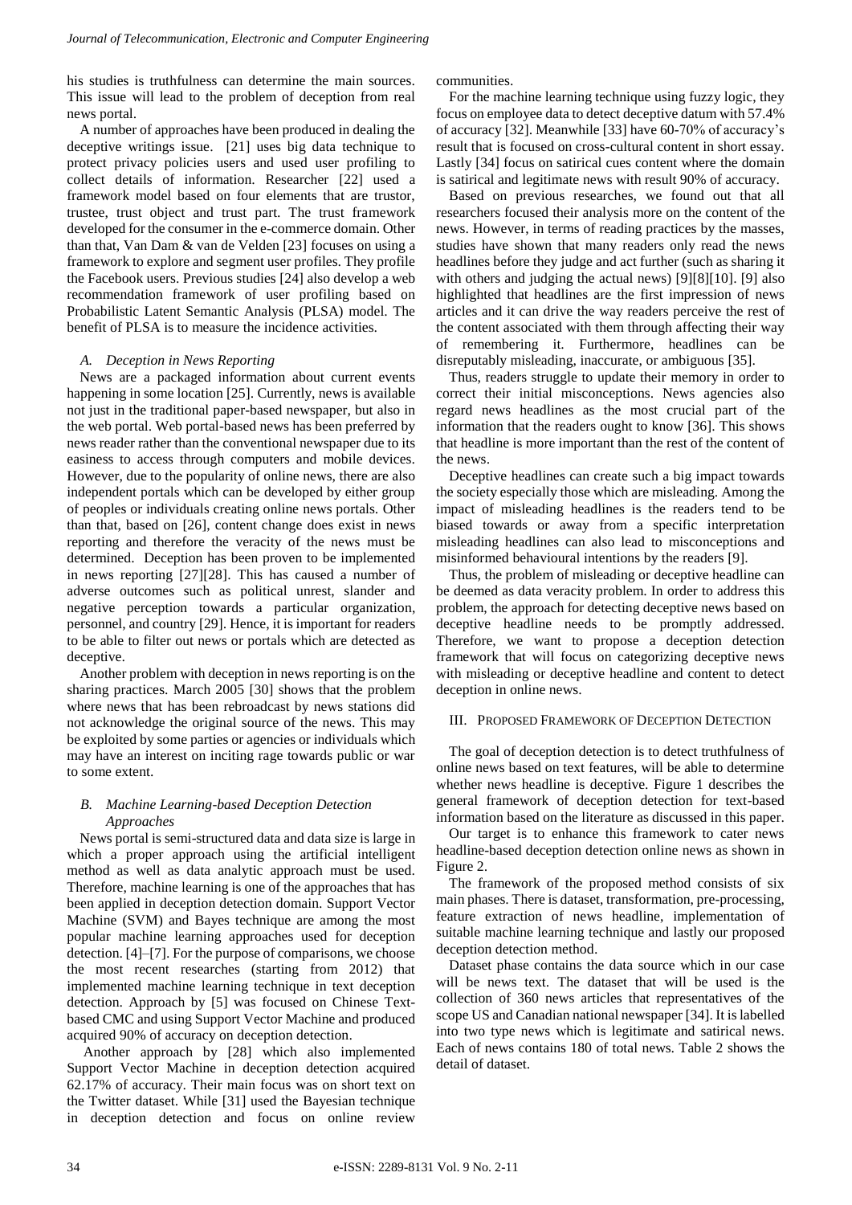his studies is truthfulness can determine the main sources. This issue will lead to the problem of deception from real news portal.

A number of approaches have been produced in dealing the deceptive writings issue. [21] uses big data technique to protect privacy policies users and used user profiling to collect details of information. Researcher [22] used a framework model based on four elements that are trustor, trustee, trust object and trust part. The trust framework developed for the consumer in the e-commerce domain. Other than that, Van Dam & van de Velden [23] focuses on using a framework to explore and segment user profiles. They profile the Facebook users. Previous studies [24] also develop a web recommendation framework of user profiling based on Probabilistic Latent Semantic Analysis (PLSA) model. The benefit of PLSA is to measure the incidence activities.

### *A. Deception in News Reporting*

News are a packaged information about current events happening in some location [25]. Currently, news is available not just in the traditional paper-based newspaper, but also in the web portal. Web portal-based news has been preferred by news reader rather than the conventional newspaper due to its easiness to access through computers and mobile devices. However, due to the popularity of online news, there are also independent portals which can be developed by either group of peoples or individuals creating online news portals. Other than that, based on [26], content change does exist in news reporting and therefore the veracity of the news must be determined. Deception has been proven to be implemented in news reporting [27][28]. This has caused a number of adverse outcomes such as political unrest, slander and negative perception towards a particular organization, personnel, and country [29]. Hence, it is important for readers to be able to filter out news or portals which are detected as deceptive.

Another problem with deception in news reporting is on the sharing practices. March 2005 [30] shows that the problem where news that has been rebroadcast by news stations did not acknowledge the original source of the news. This may be exploited by some parties or agencies or individuals which may have an interest on inciting rage towards public or war to some extent.

### *B. Machine Learning-based Deception Detection Approaches*

News portal is semi-structured data and data size is large in which a proper approach using the artificial intelligent method as well as data analytic approach must be used. Therefore, machine learning is one of the approaches that has been applied in deception detection domain. Support Vector Machine (SVM) and Bayes technique are among the most popular machine learning approaches used for deception detection. [4]–[7]. For the purpose of comparisons, we choose the most recent researches (starting from 2012) that implemented machine learning technique in text deception detection. Approach by [5] was focused on Chinese Text-based CMC and using Support Vector Machine and produced acquired 90% of accuracy on deception detection.

Another approach by [28] which also implemented Support Vector Machine in deception detection acquired 62.17% of accuracy. Their main focus was on short text on the Twitter dataset. While [31] used the Bayesian technique in deception detection and focus on online review communities.

For the machine learning technique using fuzzy logic, they focus on employee data to detect deceptive datum with 57.4% of accuracy [32]. Meanwhile [33] have 60-70% of accuracy's result that is focused on cross-cultural content in short essay. Lastly [34] focus on satirical cues content where the domain is satirical and legitimate news with result 90% of accuracy.

Based on previous researches, we found out that all researchers focused their analysis more on the content of the news. However, in terms of reading practices by the masses, studies have shown that many readers only read the news headlines before they judge and act further (such as sharing it with others and judging the actual news) [9][8][10]. [9] also highlighted that headlines are the first impression of news articles and it can drive the way readers perceive the rest of the content associated with them through affecting their way of remembering it. Furthermore, headlines can be disreputably misleading, inaccurate, or ambiguous [35].

Thus, readers struggle to update their memory in order to correct their initial misconceptions. News agencies also regard news headlines as the most crucial part of the information that the readers ought to know [36]. This shows that headline is more important than the rest of the content of the news.

Deceptive headlines can create such a big impact towards the society especially those which are misleading. Among the impact of misleading headlines is the readers tend to be biased towards or away from a specific interpretation misleading headlines can also lead to misconceptions and misinformed behavioural intentions by the readers [9].

Thus, the problem of misleading or deceptive headline can be deemed as data veracity problem. In order to address this problem, the approach for detecting deceptive news based on deceptive headline needs to be promptly addressed. Therefore, we want to propose a deception detection framework that will focus on categorizing deceptive news with misleading or deceptive headline and content to detect deception in online news.

## III. Proposed Framework of Deception Detection

The goal of deception detection is to detect truthfulness of online news based on text features, will be able to determine whether news headline is deceptive. Figure 1 describes the general framework of deception detection for text-based information based on the literature as discussed in this paper.

Our target is to enhance this framework to cater news headline-based deception detection online news as shown in Figure 2.

The framework of the proposed method consists of six main phases. There is dataset, transformation, pre-processing, feature extraction of news headline, implementation of suitable machine learning technique and lastly our proposed deception detection method.

Dataset phase contains the data source which in our case will be news text. The dataset that will be used is the collection of 360 news articles that representatives of the scope US and Canadian national newspaper [34]. It is labelled into two type news which is legitimate and satirical news. Each of news contains 180 of total news. Table 2 shows the detail of dataset.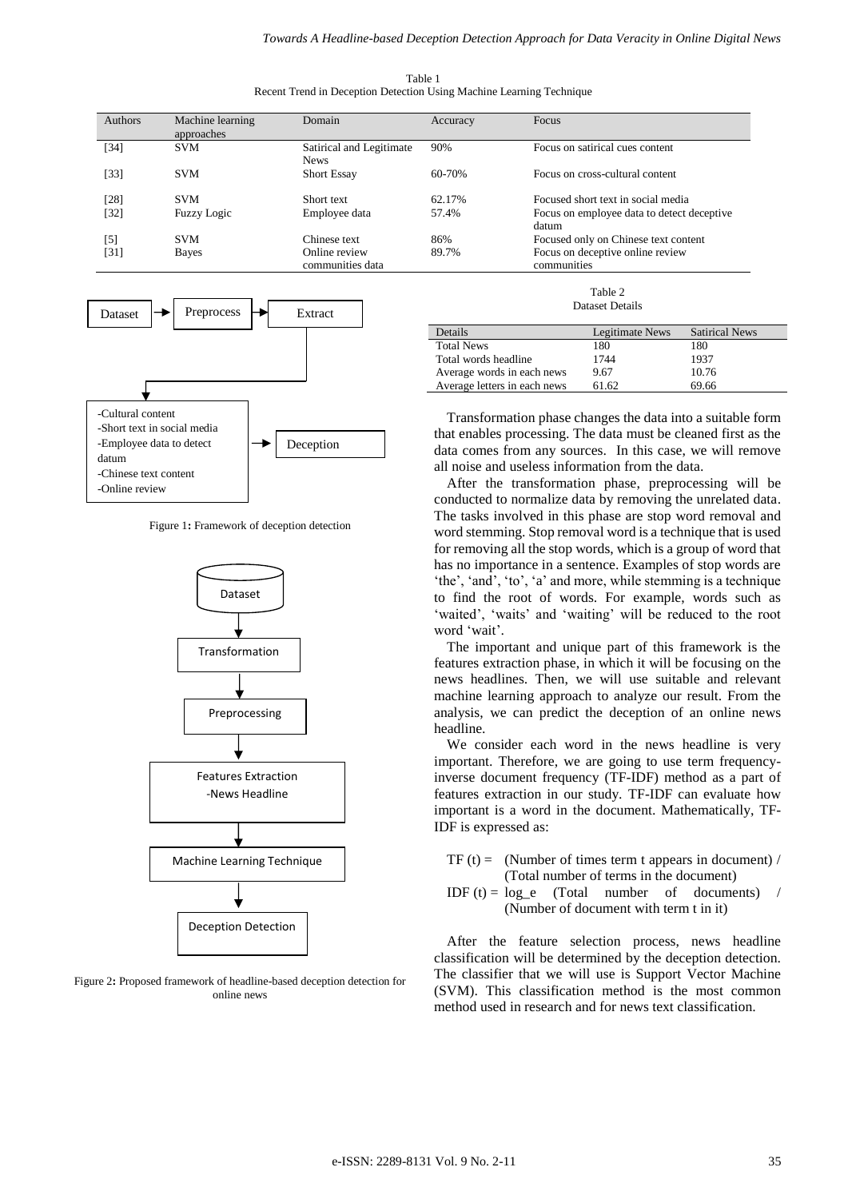Table 1
Recent Trend in Deception Detection Using Machine Learning Technique

| Authors | Machine learning approaches | Domain | Accuracy | Focus |
|---|---|---|---|---|
| [34] | SVM | Satirical and Legitimate News | 90% | Focus on satirical cues content |
| [33] | SVM | Short Essay | 60-70% | Focus on cross-cultural content |
| [28] | SVM | Short text | 62.17% | Focused short text in social media |
| [32] | Fuzzy Logic | Employee data | 57.4% | Focus on employee data to detect deceptive datum |
| [5] | SVM | Chinese text | 86% | Focused only on Chinese text content |
| [31] | Bayes | Online review communities data | 89.7% | Focus on deceptive online review communities |

Dataset → Preprocess → Extract → (-Cultural content, -Short text in social media, -Employee data to detect datum, -Chinese text content, -Online review) → Deception

Figure 1: Framework of deception detection

Dataset → Transformation → Preprocessing → Features Extraction -News Headline → Machine Learning Technique → Deception Detection

Figure 2: Proposed framework of headline-based deception detection for online news

Table 2
Dataset Details

| Details | Legitimate News | Satirical News |
|---|---|---|
| Total News | 180 | 180 |
| Total words headline | 1744 | 1937 |
| Average words in each news | 9.67 | 10.76 |
| Average letters in each news | 61.62 | 69.66 |

Transformation phase changes the data into a suitable form that enables processing. The data must be cleaned first as the data comes from any sources. In this case, we will remove all noise and useless information from the data.

After the transformation phase, preprocessing will be conducted to normalize data by removing the unrelated data. The tasks involved in this phase are stop word removal and word stemming. Stop removal word is a technique that is used for removing all the stop words, which is a group of word that has no importance in a sentence. Examples of stop words are 'the', 'and', 'to', 'a' and more, while stemming is a technique to find the root of words. For example, words such as 'waited', 'waits' and 'waiting' will be reduced to the root word 'wait'.

The important and unique part of this framework is the features extraction phase, in which it will be focusing on the news headlines. Then, we will use suitable and relevant machine learning approach to analyze our result. From the analysis, we can predict the deception of an online news headline.

We consider each word in the news headline is very important. Therefore, we are going to use term frequency-inverse document frequency (TF-IDF) method as a part of features extraction in our study. TF-IDF can evaluate how important is a word in the document. Mathematically, TF-IDF is expressed as:

TF (t) = (Number of times term t appears in document) / (Total number of terms in the document)

IDF (t) = log_e (Total number of documents) / (Number of document with term t in it)

After the feature selection process, news headline classification will be determined by the deception detection. The classifier that we will use is Support Vector Machine (SVM). This classification method is the most common method used in research and for news text classification.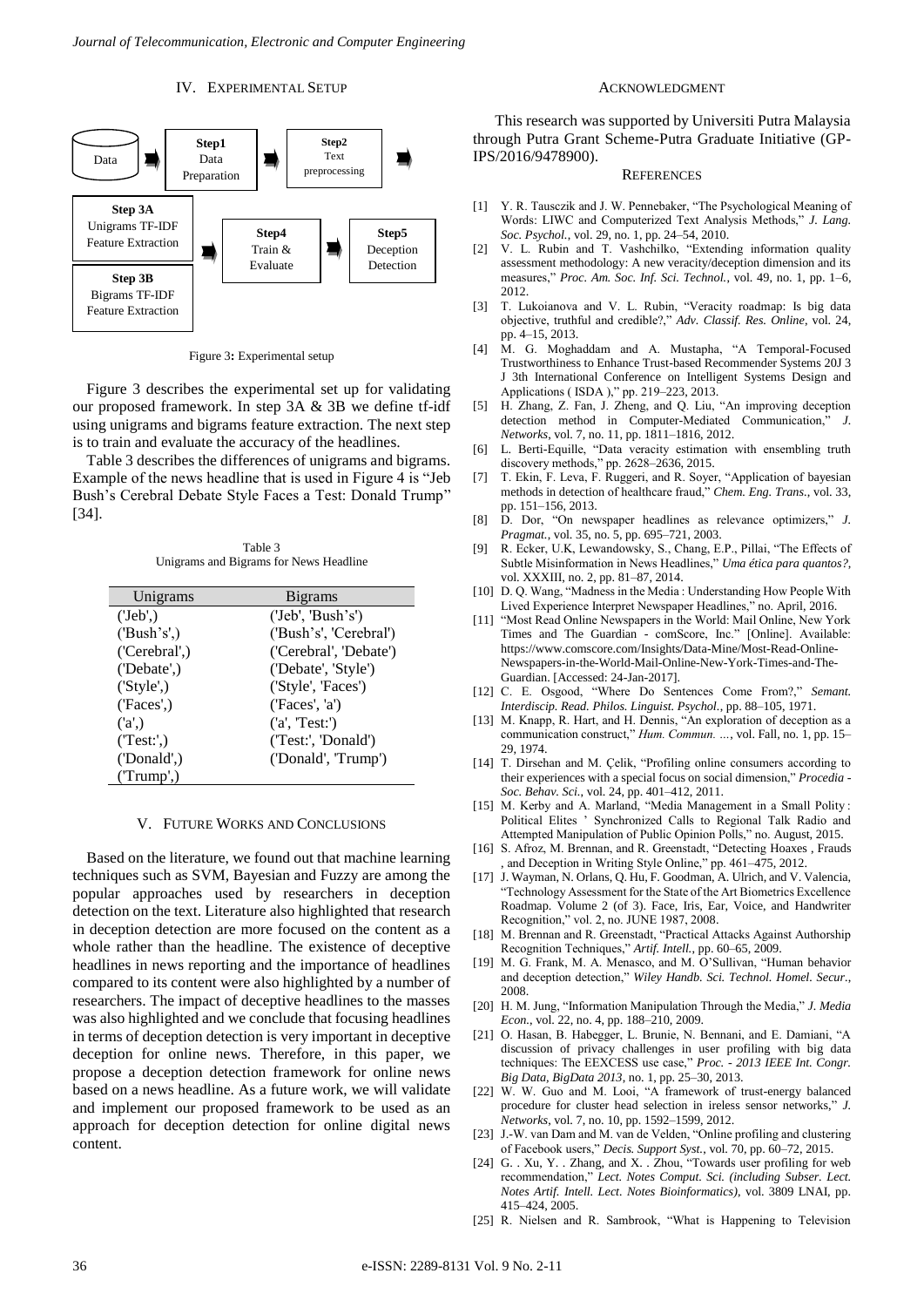## IV. EXPERIMENTAL SETUP

Data → Step1 Data Preparation → Step2 Text preprocessing →

Step 3A Unigrams TF-IDF Feature Extraction / Step 3B Bigrams TF-IDF Feature Extraction → Step4 Train & Evaluate → Step5 Deception Detection

Figure 3: Experimental setup

Figure 3 describes the experimental set up for validating our proposed framework. In step 3A & 3B we define tf-idf using unigrams and bigrams feature extraction. The next step is to train and evaluate the accuracy of the headlines.

Table 3 describes the differences of unigrams and bigrams. Example of the news headline that is used in Figure 4 is "Jeb Bush's Cerebral Debate Style Faces a Test: Donald Trump" [34].

Table 3
Unigrams and Bigrams for News Headline

| Unigrams | Bigrams |
|---|---|
| ('Jeb',) | ('Jeb', 'Bush's') |
| ('Bush's',) | ('Bush's', 'Cerebral') |
| ('Cerebral',) | ('Cerebral', 'Debate') |
| ('Debate',) | ('Debate', 'Style') |
| ('Style',) | ('Style', 'Faces') |
| ('Faces',) | ('Faces', 'a') |
| ('a',) | ('a', 'Test:') |
| ('Test:',) | ('Test:', 'Donald') |
| ('Donald',) | ('Donald', 'Trump') |
| ('Trump',) | |

## V. FUTURE WORKS AND CONCLUSIONS

Based on the literature, we found out that machine learning techniques such as SVM, Bayesian and Fuzzy are among the popular approaches used by researchers in deception detection on the text. Literature also highlighted that research in deception detection are more focused on the content as a whole rather than the headline. The existence of deceptive headlines in news reporting and the importance of headlines compared to its content were also highlighted by a number of researchers. The impact of deceptive headlines to the masses was also highlighted and we conclude that focusing headlines in terms of deception detection is very important in deceptive deception for online news. Therefore, in this paper, we propose a deception detection framework for online news based on a news headline. As a future work, we will validate and implement our proposed framework to be used as an approach for deception detection for online digital news content.

## ACKNOWLEDGMENT

This research was supported by Universiti Putra Malaysia through Putra Grant Scheme-Putra Graduate Initiative (GP-IPS/2016/9478900).

## REFERENCES

[1] Y. R. Tausczik and J. W. Pennebaker, "The Psychological Meaning of Words: LIWC and Computerized Text Analysis Methods," *J. Lang. Soc. Psychol.*, vol. 29, no. 1, pp. 24–54, 2010.

[2] V. L. Rubin and T. Vashchilko, "Extending information quality assessment methodology: A new veracity/deception dimension and its measures," *Proc. Am. Soc. Inf. Sci. Technol.*, vol. 49, no. 1, pp. 1–6, 2012.

[3] T. Lukoianova and V. L. Rubin, "Veracity roadmap: Is big data objective, truthful and credible?," *Adv. Classif. Res. Online*, vol. 24, pp. 4–15, 2013.

[4] M. G. Moghaddam and A. Mustapha, "A Temporal-Focused Trustworthiness to Enhance Trust-based Recommender Systems 20J 3 J 3th International Conference on Intelligent Systems Design and Applications ( ISDA )," pp. 219–223, 2013.

[5] H. Zhang, Z. Fan, J. Zheng, and Q. Liu, "An improving deception detection method in Computer-Mediated Communication," *J. Networks*, vol. 7, no. 11, pp. 1811–1816, 2012.

[6] L. Berti-Equille, "Data veracity estimation with ensembling truth discovery methods," pp. 2628–2636, 2015.

[7] T. Ekin, F. Leva, F. Ruggeri, and R. Soyer, "Application of bayesian methods in detection of healthcare fraud," *Chem. Eng. Trans.*, vol. 33, pp. 151–156, 2013.

[8] D. Dor, "On newspaper headlines as relevance optimizers," *J. Pragmat.*, vol. 35, no. 5, pp. 695–721, 2003.

[9] R. Ecker, U.K, Lewandowsky, S., Chang, E.P., Pillai, "The Effects of Subtle Misinformation in News Headlines," *Uma ética para quantos?*, vol. XXXIII, no. 2, pp. 81–87, 2014.

[10] D. Q. Wang, "Madness in the Media : Understanding How People With Lived Experience Interpret Newspaper Headlines," no. April, 2016.

[11] "Most Read Online Newspapers in the World: Mail Online, New York Times and The Guardian - comScore, Inc." [Online]. Available: https://www.comscore.com/Insights/Data-Mine/Most-Read-Online-Newspapers-in-the-World-Mail-Online-New-York-Times-and-The-Guardian. [Accessed: 24-Jan-2017].

[12] C. E. Osgood, "Where Do Sentences Come From?," *Semant. Interdiscip. Read. Philos. Linguist. Psychol.*, pp. 88–105, 1971.

[13] M. Knapp, R. Hart, and H. Dennis, "An exploration of deception as a communication construct," *Hum. Commun. …*, vol. Fall, no. 1, pp. 15–29, 1974.

[14] T. Dirsehan and M. Çelik, "Profiling online consumers according to their experiences with a special focus on social dimension," *Procedia - Soc. Behav. Sci.*, vol. 24, pp. 401–412, 2011.

[15] M. Kerby and A. Marland, "Media Management in a Small Polity : Political Elites ' Synchronized Calls to Regional Talk Radio and Attempted Manipulation of Public Opinion Polls," no. August, 2015.

[16] S. Afroz, M. Brennan, and R. Greenstadt, "Detecting Hoaxes , Frauds , and Deception in Writing Style Online," pp. 461–475, 2012.

[17] J. Wayman, N. Orlans, Q. Hu, F. Goodman, A. Ulrich, and V. Valencia, "Technology Assessment for the State of the Art Biometrics Excellence Roadmap. Volume 2 (of 3). Face, Iris, Ear, Voice, and Handwriter Recognition," vol. 2, no. JUNE 1987, 2008.

[18] M. Brennan and R. Greenstadt, "Practical Attacks Against Authorship Recognition Techniques," *Artif. Intell.*, pp. 60–65, 2009.

[19] M. G. Frank, M. A. Menasco, and M. O'Sullivan, "Human behavior and deception detection," *Wiley Handb. Sci. Technol. Homel. Secur.*, 2008.

[20] H. M. Jung, "Information Manipulation Through the Media," *J. Media Econ.*, vol. 22, no. 4, pp. 188–210, 2009.

[21] O. Hasan, B. Habegger, L. Brunie, N. Bennani, and E. Damiani, "A discussion of privacy challenges in user profiling with big data techniques: The EEXCESS use case," *Proc. - 2013 IEEE Int. Congr. Big Data, BigData 2013*, no. 1, pp. 25–30, 2013.

[22] W. W. Guo and M. Looi, "A framework of trust-energy balanced procedure for cluster head selection in ireless sensor networks," *J. Networks*, vol. 7, no. 10, pp. 1592–1599, 2012.

[23] J.-W. van Dam and M. van de Velden, "Online profiling and clustering of Facebook users," *Decis. Support Syst.*, vol. 70, pp. 60–72, 2015.

[24] G. . Xu, Y. . Zhang, and X. . Zhou, "Towards user profiling for web recommendation," *Lect. Notes Comput. Sci. (including Subser. Lect. Notes Artif. Intell. Lect. Notes Bioinformatics)*, vol. 3809 LNAI, pp. 415–424, 2005.

[25] R. Nielsen and R. Sambrook, "What is Happening to Television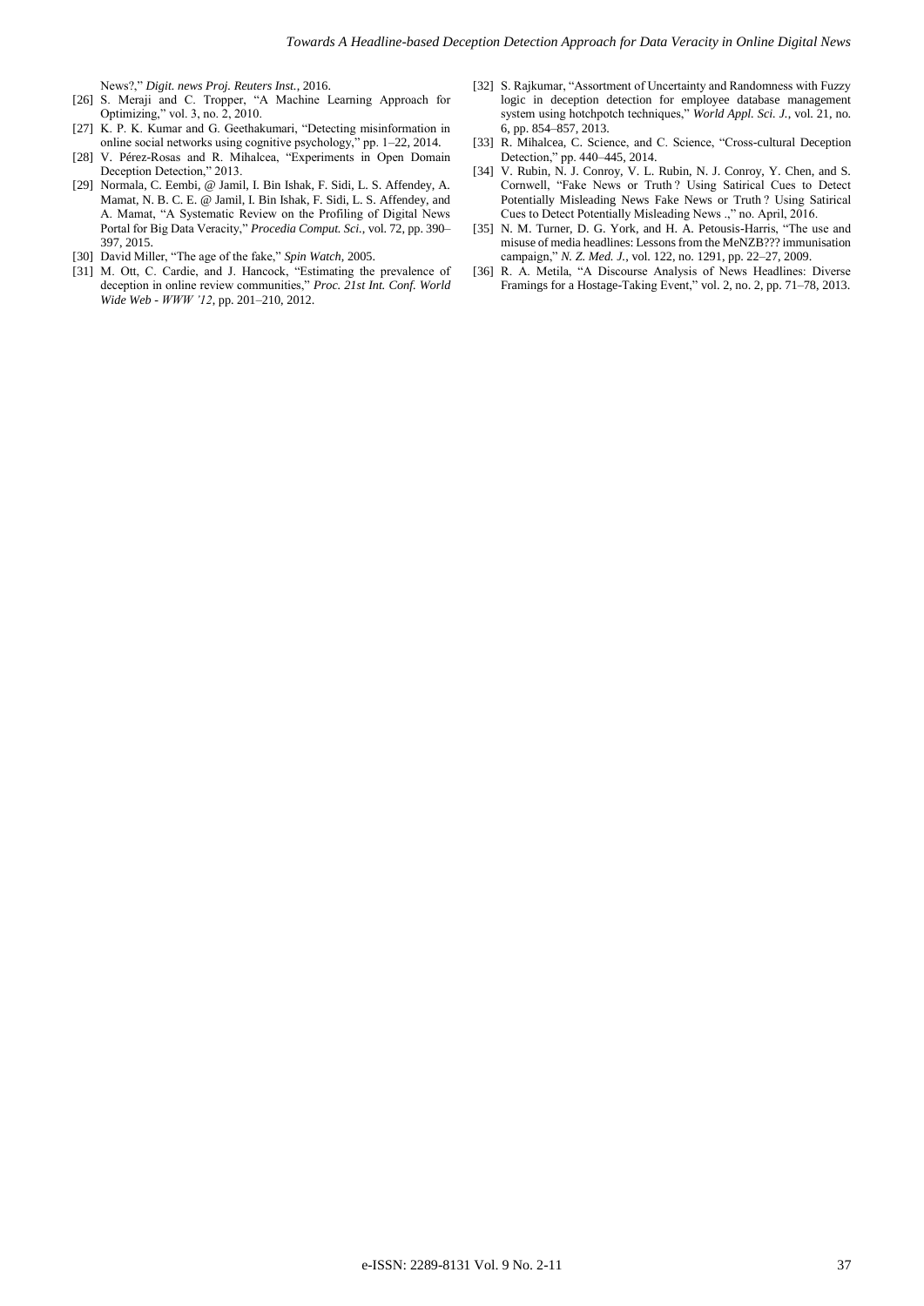News?," *Digit. news Proj. Reuters Inst.*, 2016.

[26] S. Meraji and C. Tropper, "A Machine Learning Approach for Optimizing," vol. 3, no. 2, 2010.

[27] K. P. K. Kumar and G. Geethakumari, "Detecting misinformation in online social networks using cognitive psychology," pp. 1–22, 2014.

[28] V. Pérez-Rosas and R. Mihalcea, "Experiments in Open Domain Deception Detection," 2013.

[29] Normala, C. Eembi, @ Jamil, I. Bin Ishak, F. Sidi, L. S. Affendey, A. Mamat, N. B. C. E. @ Jamil, I. Bin Ishak, F. Sidi, L. S. Affendey, and A. Mamat, "A Systematic Review on the Profiling of Digital News Portal for Big Data Veracity," *Procedia Comput. Sci.*, vol. 72, pp. 390–397, 2015.

[30] David Miller, "The age of the fake," *Spin Watch*, 2005.

[31] M. Ott, C. Cardie, and J. Hancock, "Estimating the prevalence of deception in online review communities," *Proc. 21st Int. Conf. World Wide Web - WWW '12*, pp. 201–210, 2012.

[32] S. Rajkumar, "Assortment of Uncertainty and Randomness with Fuzzy logic in deception detection for employee database management system using hotchpotch techniques," *World Appl. Sci. J.*, vol. 21, no. 6, pp. 854–857, 2013.

[33] R. Mihalcea, C. Science, and C. Science, "Cross-cultural Deception Detection," pp. 440–445, 2014.

[34] V. Rubin, N. J. Conroy, V. L. Rubin, N. J. Conroy, Y. Chen, and S. Cornwell, "Fake News or Truth ? Using Satirical Cues to Detect Potentially Misleading News Fake News or Truth ? Using Satirical Cues to Detect Potentially Misleading News .," no. April, 2016.

[35] N. M. Turner, D. G. York, and H. A. Petousis-Harris, "The use and misuse of media headlines: Lessons from the MeNZB??? immunisation campaign," *N. Z. Med. J.*, vol. 122, no. 1291, pp. 22–27, 2009.

[36] R. A. Metila, "A Discourse Analysis of News Headlines: Diverse Framings for a Hostage-Taking Event," vol. 2, no. 2, pp. 71–78, 2013.